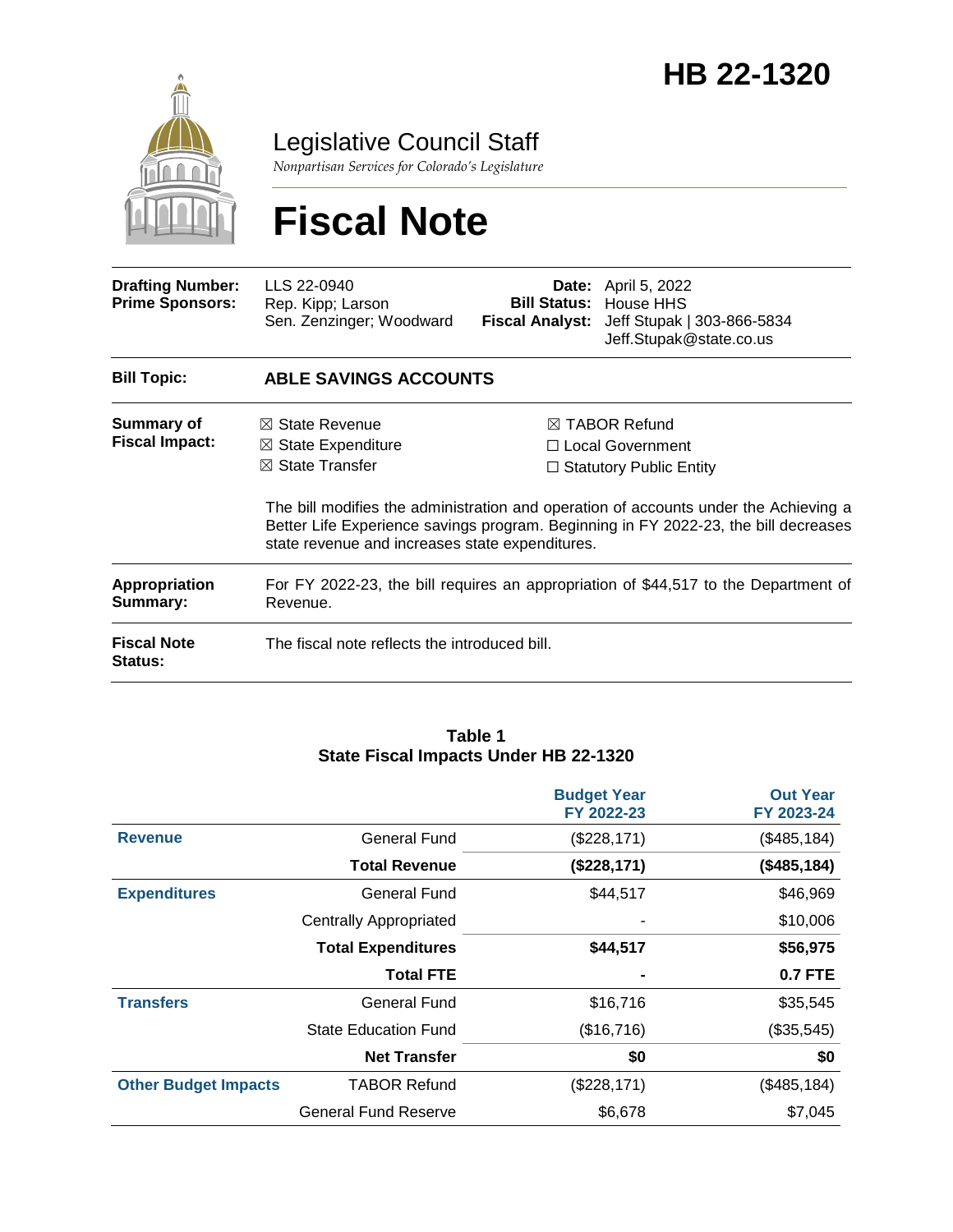# HB 22-1320

Legislative Council Staff

*Nonpartisan Services for Colorado's Legislature*

# Fiscal Note

| | | | |
|---|---|---|---|
| **Drafting Number:** | LLS 22-0940 | **Date:** | April 5, 2022 |
| **Prime Sponsors:** | Rep. Kipp; Larson<br>Sen. Zenzinger; Woodward | **Bill Status:** | House HHS |
| | | **Fiscal Analyst:** | Jeff Stupak \| 303-866-5834<br>Jeff.Stupak@state.co.us |

| | |
|---|---|
| **Bill Topic:** | **ABLE SAVINGS ACCOUNTS** |
| **Summary of Fiscal Impact:** | ☒ State Revenue ☒ State Expenditure ☒ State Transfer ☒ TABOR Refund ☐ Local Government ☐ Statutory Public Entity<br><br>The bill modifies the administration and operation of accounts under the Achieving a Better Life Experience savings program. Beginning in FY 2022-23, the bill decreases state revenue and increases state expenditures. |
| **Appropriation Summary:** | For FY 2022-23, the bill requires an appropriation of $44,517 to the Department of Revenue. |
| **Fiscal Note Status:** | The fiscal note reflects the introduced bill. |

**Table 1**
**State Fiscal Impacts Under HB 22-1320**

| | | Budget Year FY 2022-23 | Out Year FY 2023-24 |
|---|---|---|---|
| **Revenue** | General Fund | ($228,171) | ($485,184) |
| | **Total Revenue** | **($228,171)** | **($485,184)** |
| **Expenditures** | General Fund | $44,517 | $46,969 |
| | Centrally Appropriated | - | $10,006 |
| | **Total Expenditures** | **$44,517** | **$56,975** |
| | **Total FTE** | **-** | **0.7 FTE** |
| **Transfers** | General Fund | $16,716 | $35,545 |
| | State Education Fund | ($16,716) | ($35,545) |
| | **Net Transfer** | **$0** | **$0** |
| **Other Budget Impacts** | TABOR Refund | ($228,171) | ($485,184) |
| | General Fund Reserve | $6,678 | $7,045 |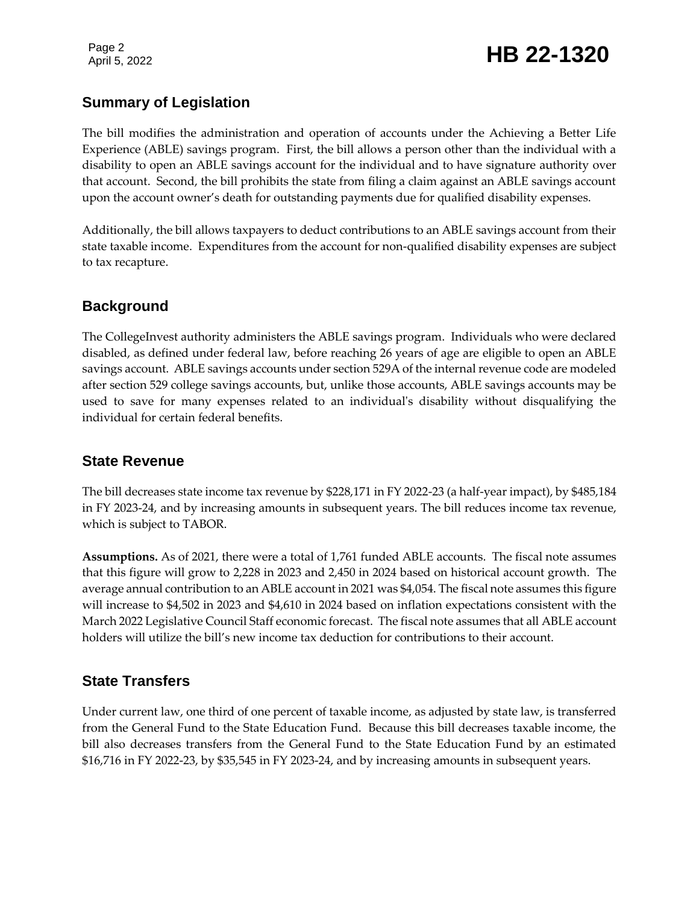## Summary of Legislation

The bill modifies the administration and operation of accounts under the Achieving a Better Life Experience (ABLE) savings program. First, the bill allows a person other than the individual with a disability to open an ABLE savings account for the individual and to have signature authority over that account. Second, the bill prohibits the state from filing a claim against an ABLE savings account upon the account owner's death for outstanding payments due for qualified disability expenses.

Additionally, the bill allows taxpayers to deduct contributions to an ABLE savings account from their state taxable income. Expenditures from the account for non-qualified disability expenses are subject to tax recapture.

## Background

The CollegeInvest authority administers the ABLE savings program. Individuals who were declared disabled, as defined under federal law, before reaching 26 years of age are eligible to open an ABLE savings account. ABLE savings accounts under section 529A of the internal revenue code are modeled after section 529 college savings accounts, but, unlike those accounts, ABLE savings accounts may be used to save for many expenses related to an individual's disability without disqualifying the individual for certain federal benefits.

## State Revenue

The bill decreases state income tax revenue by $228,171 in FY 2022-23 (a half-year impact), by $485,184 in FY 2023-24, and by increasing amounts in subsequent years. The bill reduces income tax revenue, which is subject to TABOR.

**Assumptions.** As of 2021, there were a total of 1,761 funded ABLE accounts. The fiscal note assumes that this figure will grow to 2,228 in 2023 and 2,450 in 2024 based on historical account growth. The average annual contribution to an ABLE account in 2021 was $4,054. The fiscal note assumes this figure will increase to $4,502 in 2023 and $4,610 in 2024 based on inflation expectations consistent with the March 2022 Legislative Council Staff economic forecast. The fiscal note assumes that all ABLE account holders will utilize the bill's new income tax deduction for contributions to their account.

## State Transfers

Under current law, one third of one percent of taxable income, as adjusted by state law, is transferred from the General Fund to the State Education Fund. Because this bill decreases taxable income, the bill also decreases transfers from the General Fund to the State Education Fund by an estimated $16,716 in FY 2022-23, by $35,545 in FY 2023-24, and by increasing amounts in subsequent years.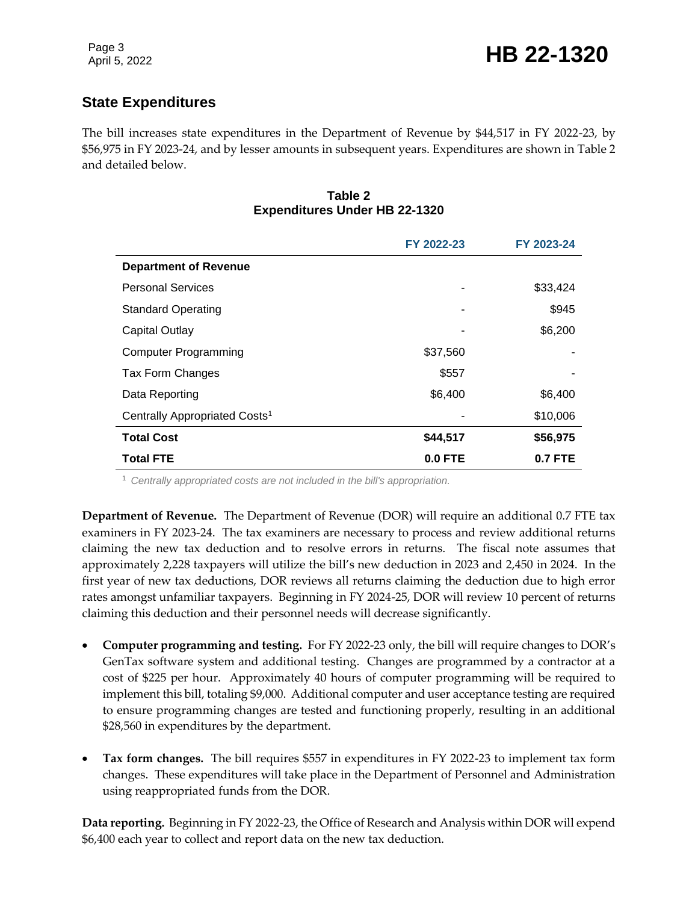## State Expenditures

The bill increases state expenditures in the Department of Revenue by $44,517 in FY 2022-23, by $56,975 in FY 2023-24, and by lesser amounts in subsequent years. Expenditures are shown in Table 2 and detailed below.

**Table 2**
**Expenditures Under HB 22-1320**

| | FY 2022-23 | FY 2023-24 |
|---|---|---|
| **Department of Revenue** | | |
| Personal Services | - | $33,424 |
| Standard Operating | - | $945 |
| Capital Outlay | - | $6,200 |
| Computer Programming | $37,560 | - |
| Tax Form Changes | $557 | - |
| Data Reporting | $6,400 | $6,400 |
| Centrally Appropriated Costs[1] | - | $10,006 |
| **Total Cost** | **$44,517** | **$56,975** |
| **Total FTE** | **0.0 FTE** | **0.7 FTE** |

[1] *Centrally appropriated costs are not included in the bill's appropriation.*

**Department of Revenue.** The Department of Revenue (DOR) will require an additional 0.7 FTE tax examiners in FY 2023-24. The tax examiners are necessary to process and review additional returns claiming the new tax deduction and to resolve errors in returns. The fiscal note assumes that approximately 2,228 taxpayers will utilize the bill's new deduction in 2023 and 2,450 in 2024. In the first year of new tax deductions, DOR reviews all returns claiming the deduction due to high error rates amongst unfamiliar taxpayers. Beginning in FY 2024-25, DOR will review 10 percent of returns claiming this deduction and their personnel needs will decrease significantly.

- **Computer programming and testing.** For FY 2022-23 only, the bill will require changes to DOR's GenTax software system and additional testing. Changes are programmed by a contractor at a cost of $225 per hour. Approximately 40 hours of computer programming will be required to implement this bill, totaling $9,000. Additional computer and user acceptance testing are required to ensure programming changes are tested and functioning properly, resulting in an additional $28,560 in expenditures by the department.

- **Tax form changes.** The bill requires $557 in expenditures in FY 2022-23 to implement tax form changes. These expenditures will take place in the Department of Personnel and Administration using reappropriated funds from the DOR.

**Data reporting.** Beginning in FY 2022-23, the Office of Research and Analysis within DOR will expend $6,400 each year to collect and report data on the new tax deduction.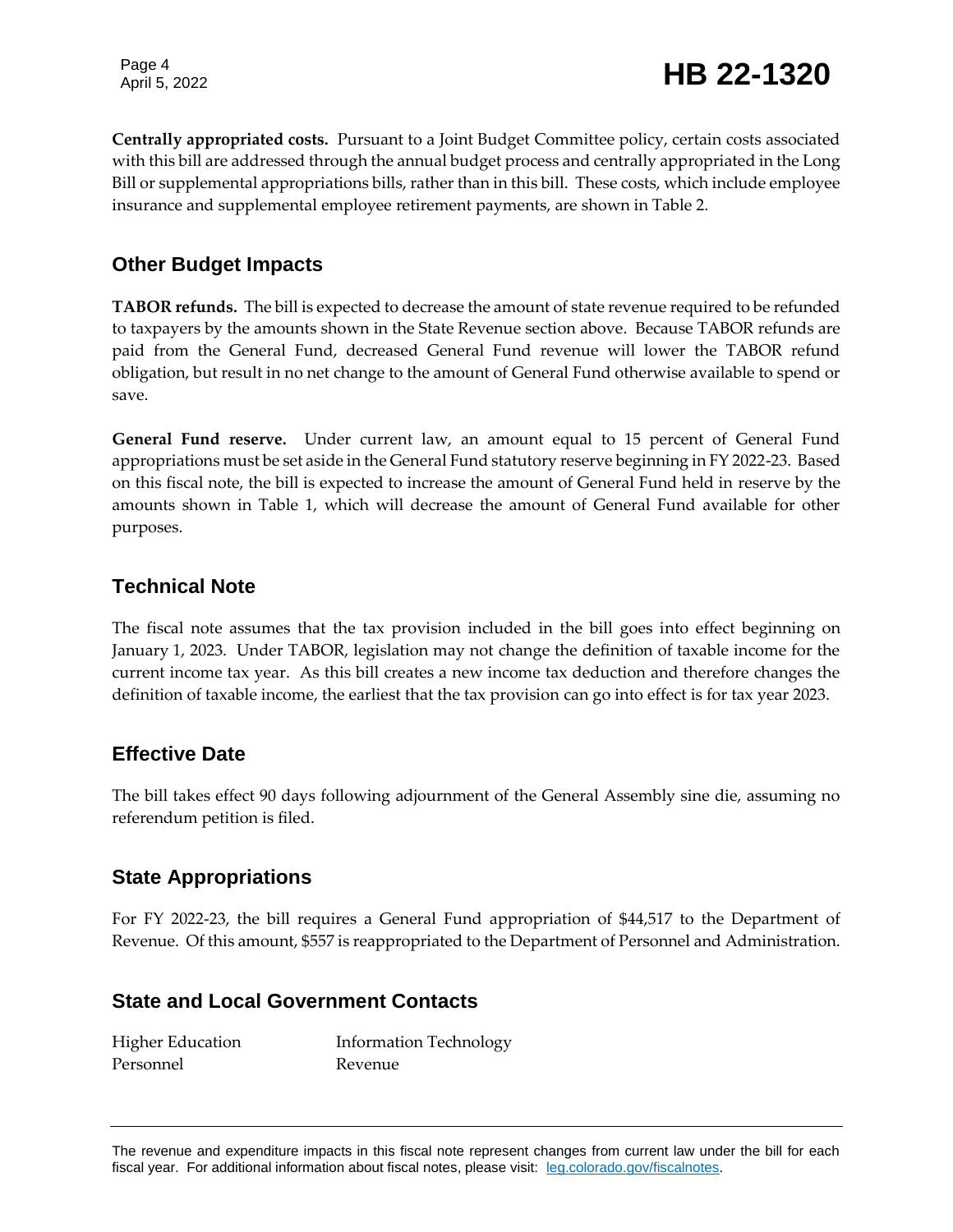**Centrally appropriated costs.** Pursuant to a Joint Budget Committee policy, certain costs associated with this bill are addressed through the annual budget process and centrally appropriated in the Long Bill or supplemental appropriations bills, rather than in this bill. These costs, which include employee insurance and supplemental employee retirement payments, are shown in Table 2.

## Other Budget Impacts

**TABOR refunds.** The bill is expected to decrease the amount of state revenue required to be refunded to taxpayers by the amounts shown in the State Revenue section above. Because TABOR refunds are paid from the General Fund, decreased General Fund revenue will lower the TABOR refund obligation, but result in no net change to the amount of General Fund otherwise available to spend or save.

**General Fund reserve.** Under current law, an amount equal to 15 percent of General Fund appropriations must be set aside in the General Fund statutory reserve beginning in FY 2022-23. Based on this fiscal note, the bill is expected to increase the amount of General Fund held in reserve by the amounts shown in Table 1, which will decrease the amount of General Fund available for other purposes.

## Technical Note

The fiscal note assumes that the tax provision included in the bill goes into effect beginning on January 1, 2023. Under TABOR, legislation may not change the definition of taxable income for the current income tax year. As this bill creates a new income tax deduction and therefore changes the definition of taxable income, the earliest that the tax provision can go into effect is for tax year 2023.

## Effective Date

The bill takes effect 90 days following adjournment of the General Assembly sine die, assuming no referendum petition is filed.

## State Appropriations

For FY 2022-23, the bill requires a General Fund appropriation of $44,517 to the Department of Revenue. Of this amount, $557 is reappropriated to the Department of Personnel and Administration.

## State and Local Government Contacts

| | |
|---|---|
| Higher Education | Information Technology |
| Personnel | Revenue |

The revenue and expenditure impacts in this fiscal note represent changes from current law under the bill for each fiscal year. For additional information about fiscal notes, please visit: leg.colorado.gov/fiscalnotes.